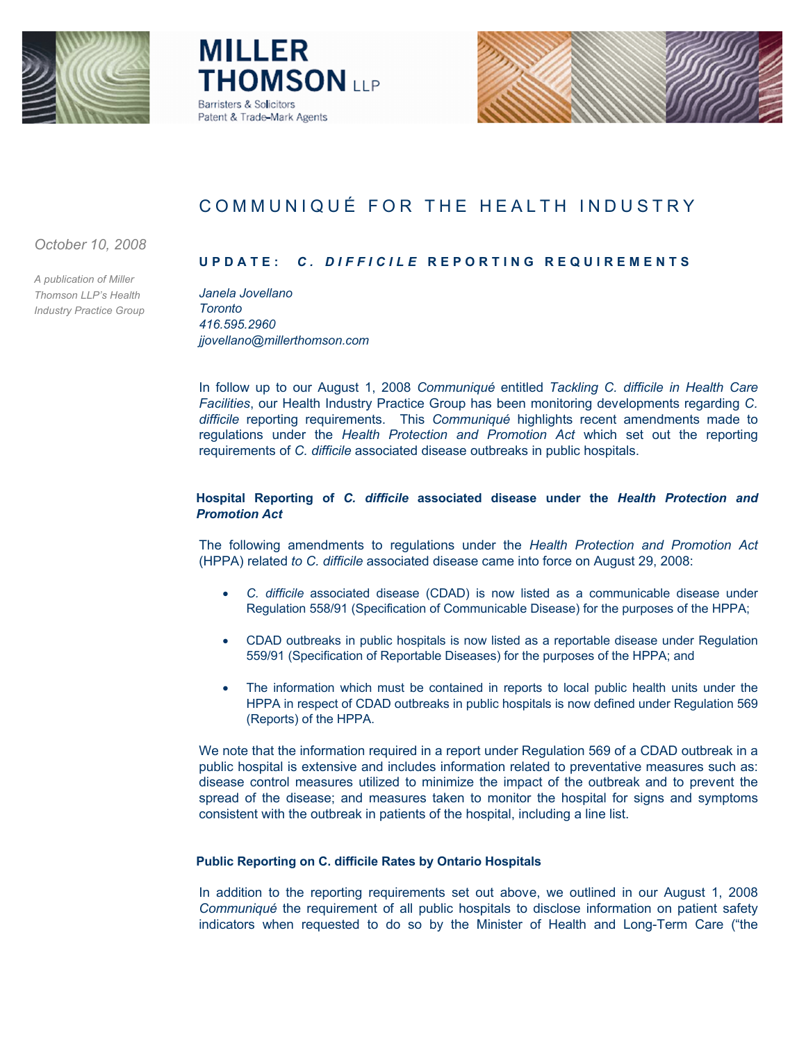# MILLER THOMSON LLP

Barristers & Solicitors
Patent & Trade-Mark Agents

## COMMUNIQUÉ FOR THE HEALTH INDUSTRY

*October 10, 2008*

*A publication of Miller Thomson LLP's Health Industry Practice Group*

### UPDATE: *C. DIFFICILE* REPORTING REQUIREMENTS

*Janela Jovellano*
*Toronto*
*416.595.2960*
*jjovellano@millerthomson.com*

In follow up to our August 1, 2008 *Communiqué* entitled *Tackling C. difficile in Health Care Facilities*, our Health Industry Practice Group has been monitoring developments regarding *C. difficile* reporting requirements. This *Communiqué* highlights recent amendments made to regulations under the *Health Protection and Promotion Act* which set out the reporting requirements of *C. difficile* associated disease outbreaks in public hospitals.

#### Hospital Reporting of *C. difficile* associated disease under the *Health Protection and Promotion Act*

The following amendments to regulations under the *Health Protection and Promotion Act* (HPPA) related *to C. difficile* associated disease came into force on August 29, 2008:

- *C. difficile* associated disease (CDAD) is now listed as a communicable disease under Regulation 558/91 (Specification of Communicable Disease) for the purposes of the HPPA;
- CDAD outbreaks in public hospitals is now listed as a reportable disease under Regulation 559/91 (Specification of Reportable Diseases) for the purposes of the HPPA; and
- The information which must be contained in reports to local public health units under the HPPA in respect of CDAD outbreaks in public hospitals is now defined under Regulation 569 (Reports) of the HPPA.

We note that the information required in a report under Regulation 569 of a CDAD outbreak in a public hospital is extensive and includes information related to preventative measures such as: disease control measures utilized to minimize the impact of the outbreak and to prevent the spread of the disease; and measures taken to monitor the hospital for signs and symptoms consistent with the outbreak in patients of the hospital, including a line list.

#### Public Reporting on C. difficile Rates by Ontario Hospitals

In addition to the reporting requirements set out above, we outlined in our August 1, 2008 *Communiqué* the requirement of all public hospitals to disclose information on patient safety indicators when requested to do so by the Minister of Health and Long-Term Care ("the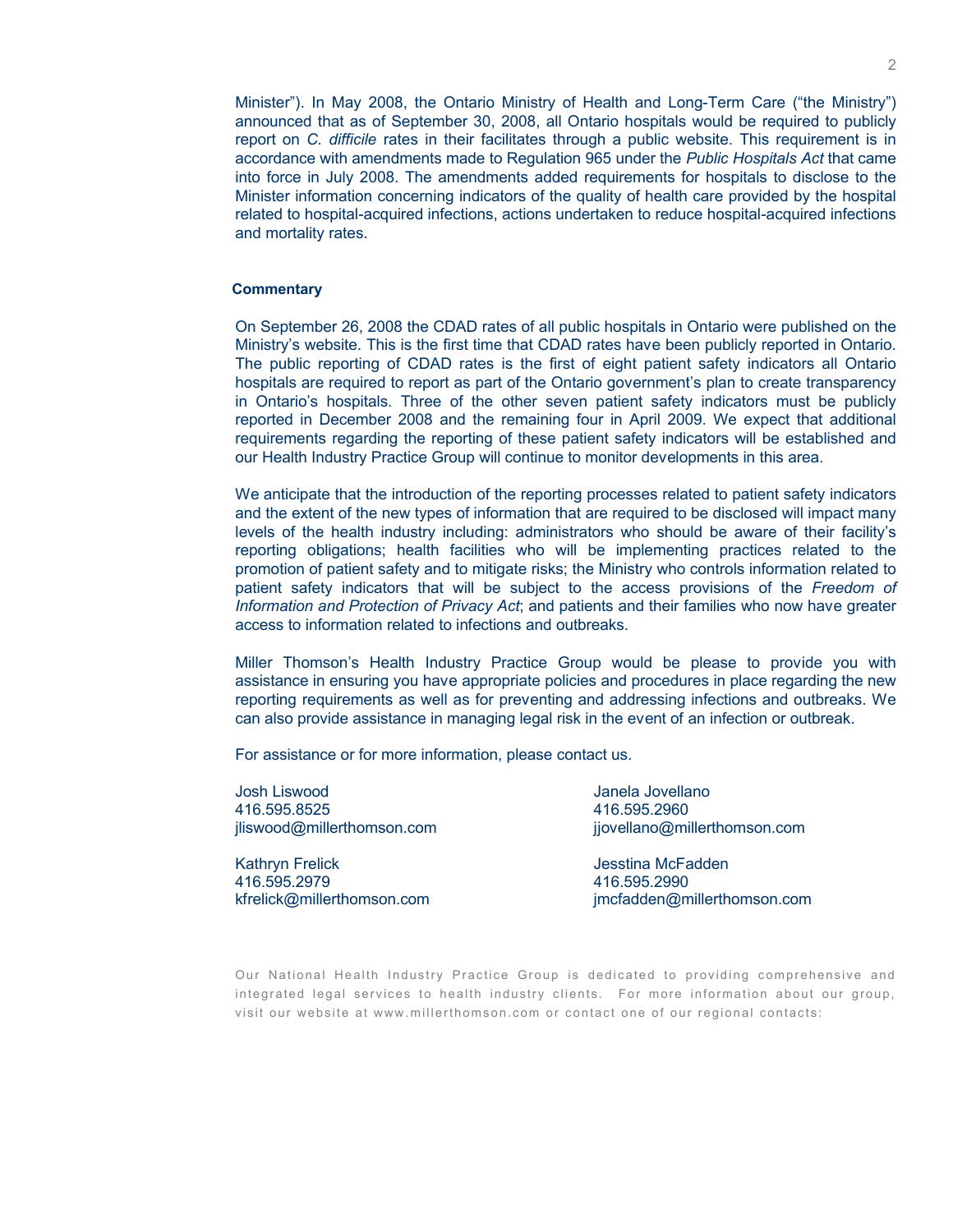Minister"). In May 2008, the Ontario Ministry of Health and Long-Term Care ("the Ministry") announced that as of September 30, 2008, all Ontario hospitals would be required to publicly report on *C. difficile* rates in their facilitates through a public website. This requirement is in accordance with amendments made to Regulation 965 under the *Public Hospitals Act* that came into force in July 2008. The amendments added requirements for hospitals to disclose to the Minister information concerning indicators of the quality of health care provided by the hospital related to hospital-acquired infections, actions undertaken to reduce hospital-acquired infections and mortality rates.

**Commentary**

On September 26, 2008 the CDAD rates of all public hospitals in Ontario were published on the Ministry's website. This is the first time that CDAD rates have been publicly reported in Ontario. The public reporting of CDAD rates is the first of eight patient safety indicators all Ontario hospitals are required to report as part of the Ontario government's plan to create transparency in Ontario's hospitals. Three of the other seven patient safety indicators must be publicly reported in December 2008 and the remaining four in April 2009. We expect that additional requirements regarding the reporting of these patient safety indicators will be established and our Health Industry Practice Group will continue to monitor developments in this area.

We anticipate that the introduction of the reporting processes related to patient safety indicators and the extent of the new types of information that are required to be disclosed will impact many levels of the health industry including: administrators who should be aware of their facility's reporting obligations; health facilities who will be implementing practices related to the promotion of patient safety and to mitigate risks; the Ministry who controls information related to patient safety indicators that will be subject to the access provisions of the *Freedom of Information and Protection of Privacy Act*; and patients and their families who now have greater access to information related to infections and outbreaks.

Miller Thomson's Health Industry Practice Group would be please to provide you with assistance in ensuring you have appropriate policies and procedures in place regarding the new reporting requirements as well as for preventing and addressing infections and outbreaks. We can also provide assistance in managing legal risk in the event of an infection or outbreak.

For assistance or for more information, please contact us.

Josh Liswood
416.595.8525
jliswood@millerthomson.com

Janela Jovellano
416.595.2960
jjovellano@millerthomson.com

Kathryn Frelick
416.595.2979
kfrelick@millerthomson.com

Jesstina McFadden
416.595.2990
jmcfadden@millerthomson.com

Our National Health Industry Practice Group is dedicated to providing comprehensive and integrated legal services to health industry clients. For more information about our group, visit our website at www.millerthomson.com or contact one of our regional contacts: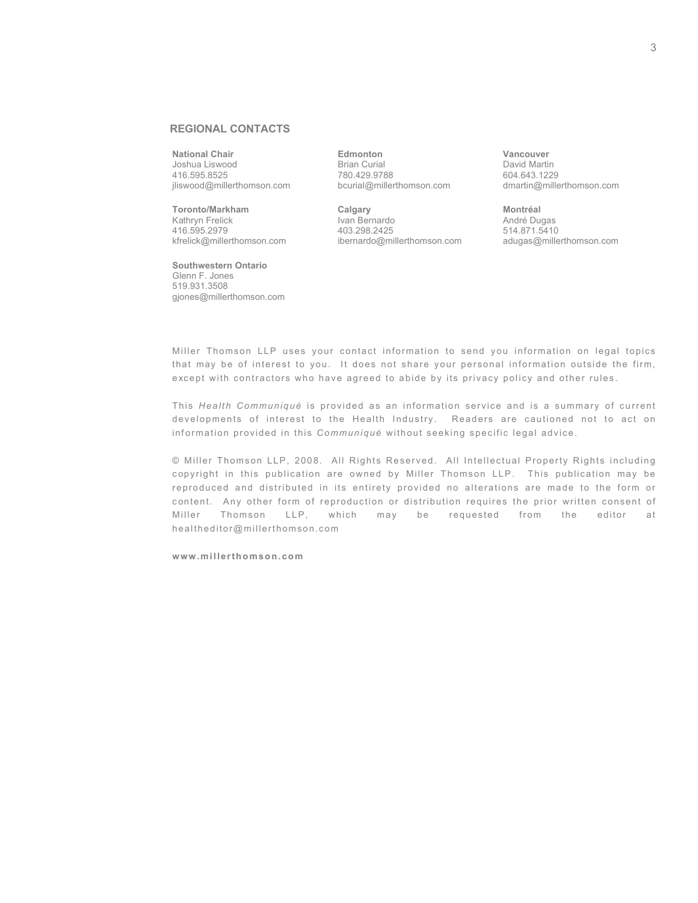## REGIONAL CONTACTS

**National Chair**
Joshua Liswood
416.595.8525
jliswood@millerthomson.com

**Toronto/Markham**
Kathryn Frelick
416.595.2979
kfrelick@millerthomson.com

**Southwestern Ontario**
Glenn F. Jones
519.931.3508
gjones@millerthomson.com

**Edmonton**
Brian Curial
780.429.9788
bcurial@millerthomson.com

**Calgary**
Ivan Bernardo
403.298.2425
ibernardo@millerthomson.com

**Vancouver**
David Martin
604.643.1229
dmartin@millerthomson.com

**Montréal**
André Dugas
514.871.5410
adugas@millerthomson.com

Miller Thomson LLP uses your contact information to send you information on legal topics that may be of interest to you. It does not share your personal information outside the firm, except with contractors who have agreed to abide by its privacy policy and other rules.

This *Health Communiqué* is provided as an information service and is a summary of current developments of interest to the Health Industry. Readers are cautioned not to act on information provided in this *Communiqué* without seeking specific legal advice.

© Miller Thomson LLP, 2008. All Rights Reserved. All Intellectual Property Rights including copyright in this publication are owned by Miller Thomson LLP. This publication may be reproduced and distributed in its entirety provided no alterations are made to the form or content. Any other form of reproduction or distribution requires the prior written consent of Miller Thomson LLP, which may be requested from the editor at healtheditor@millerthomson.com

**www.millerthomson.com**